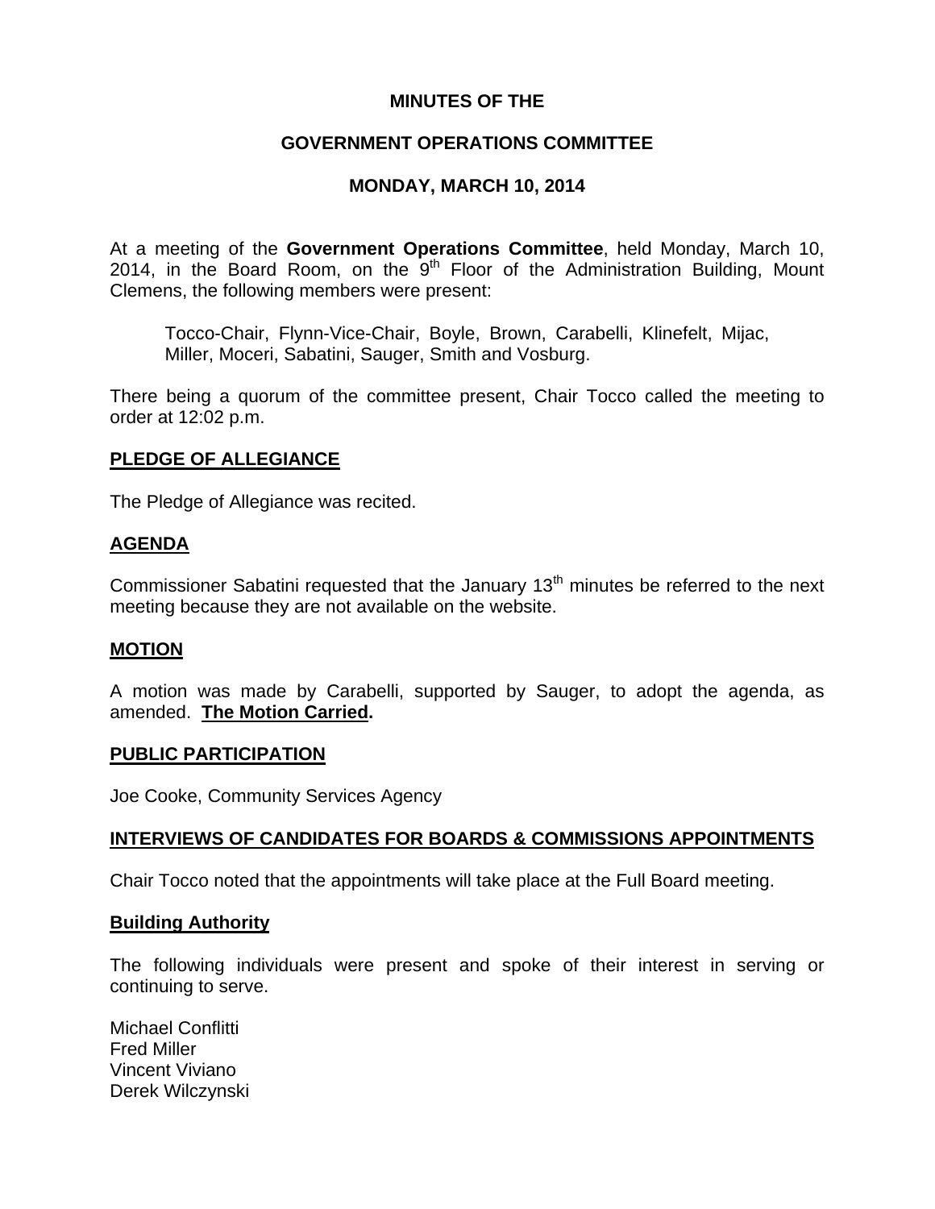**MINUTES OF THE**

**GOVERNMENT OPERATIONS COMMITTEE**

**MONDAY, MARCH 10, 2014**

At a meeting of the **Government Operations Committee**, held Monday, March 10, 2014, in the Board Room, on the 9th Floor of the Administration Building, Mount Clemens, the following members were present:

> Tocco-Chair, Flynn-Vice-Chair, Boyle, Brown, Carabelli, Klinefelt, Mijac, Miller, Moceri, Sabatini, Sauger, Smith and Vosburg.

There being a quorum of the committee present, Chair Tocco called the meeting to order at 12:02 p.m.

## PLEDGE OF ALLEGIANCE

The Pledge of Allegiance was recited.

## AGENDA

Commissioner Sabatini requested that the January 13th minutes be referred to the next meeting because they are not available on the website.

## MOTION

A motion was made by Carabelli, supported by Sauger, to adopt the agenda, as amended. **The Motion Carried.**

## PUBLIC PARTICIPATION

Joe Cooke, Community Services Agency

## INTERVIEWS OF CANDIDATES FOR BOARDS & COMMISSIONS APPOINTMENTS

Chair Tocco noted that the appointments will take place at the Full Board meeting.

### Building Authority

The following individuals were present and spoke of their interest in serving or continuing to serve.

Michael Conflitti
Fred Miller
Vincent Viviano
Derek Wilczynski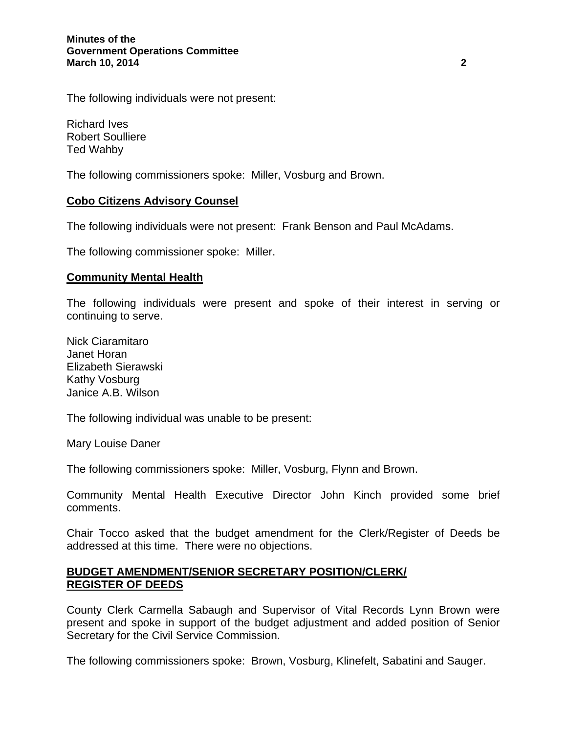The following individuals were not present:

Richard Ives
Robert Soulliere
Ted Wahby

The following commissioners spoke: Miller, Vosburg and Brown.

**Cobo Citizens Advisory Counsel**

The following individuals were not present: Frank Benson and Paul McAdams.

The following commissioner spoke: Miller.

**Community Mental Health**

The following individuals were present and spoke of their interest in serving or continuing to serve.

Nick Ciaramitaro
Janet Horan
Elizabeth Sierawski
Kathy Vosburg
Janice A.B. Wilson

The following individual was unable to be present:

Mary Louise Daner

The following commissioners spoke: Miller, Vosburg, Flynn and Brown.

Community Mental Health Executive Director John Kinch provided some brief comments.

Chair Tocco asked that the budget amendment for the Clerk/Register of Deeds be addressed at this time. There were no objections.

**BUDGET AMENDMENT/SENIOR SECRETARY POSITION/CLERK/ REGISTER OF DEEDS**

County Clerk Carmella Sabaugh and Supervisor of Vital Records Lynn Brown were present and spoke in support of the budget adjustment and added position of Senior Secretary for the Civil Service Commission.

The following commissioners spoke: Brown, Vosburg, Klinefelt, Sabatini and Sauger.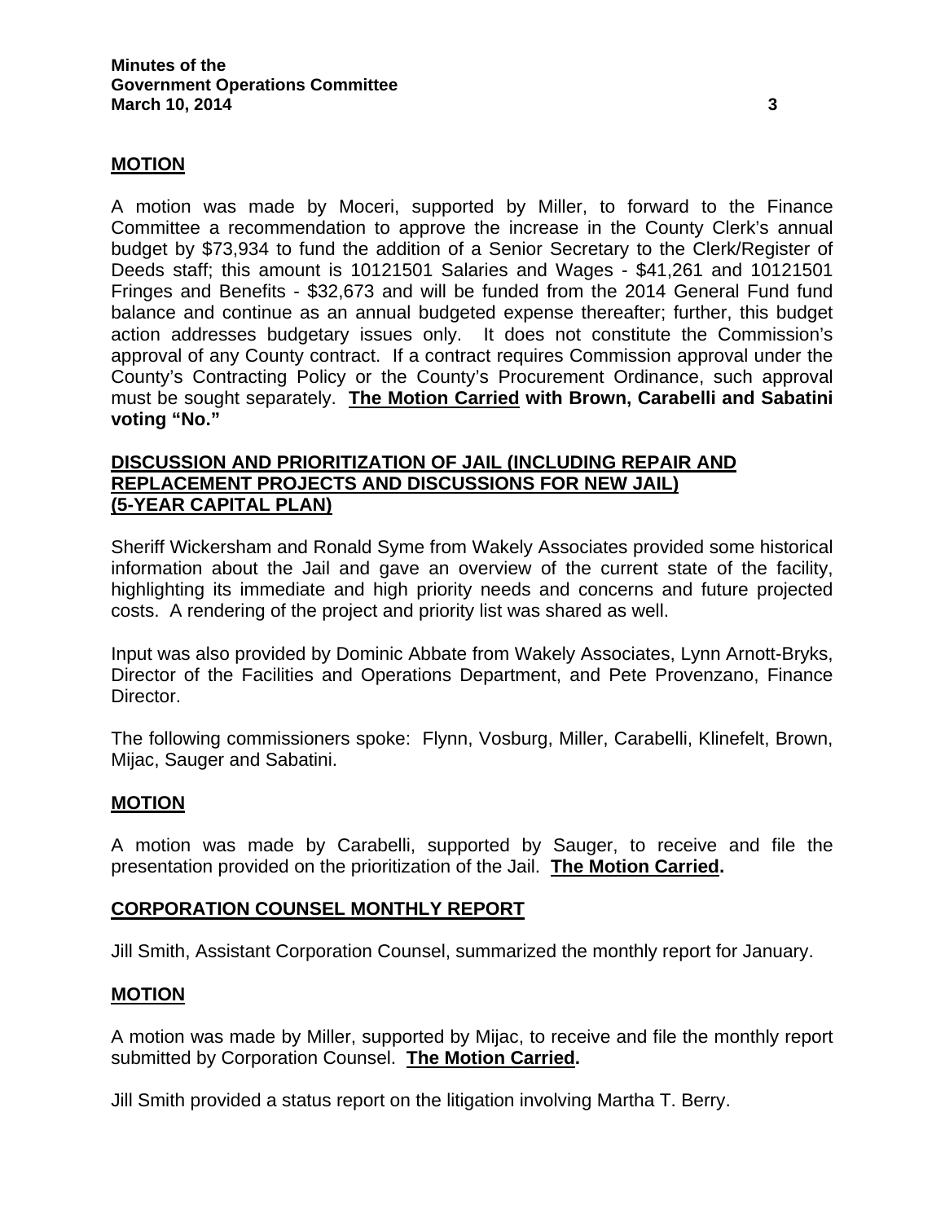**MOTION**

A motion was made by Moceri, supported by Miller, to forward to the Finance Committee a recommendation to approve the increase in the County Clerk's annual budget by $73,934 to fund the addition of a Senior Secretary to the Clerk/Register of Deeds staff; this amount is 10121501 Salaries and Wages - $41,261 and 10121501 Fringes and Benefits - $32,673 and will be funded from the 2014 General Fund fund balance and continue as an annual budgeted expense thereafter; further, this budget action addresses budgetary issues only. It does not constitute the Commission's approval of any County contract. If a contract requires Commission approval under the County's Contracting Policy or the County's Procurement Ordinance, such approval must be sought separately. **The Motion Carried with Brown, Carabelli and Sabatini voting "No."**

**DISCUSSION AND PRIORITIZATION OF JAIL (INCLUDING REPAIR AND REPLACEMENT PROJECTS AND DISCUSSIONS FOR NEW JAIL) (5-YEAR CAPITAL PLAN)**

Sheriff Wickersham and Ronald Syme from Wakely Associates provided some historical information about the Jail and gave an overview of the current state of the facility, highlighting its immediate and high priority needs and concerns and future projected costs. A rendering of the project and priority list was shared as well.

Input was also provided by Dominic Abbate from Wakely Associates, Lynn Arnott-Bryks, Director of the Facilities and Operations Department, and Pete Provenzano, Finance Director.

The following commissioners spoke: Flynn, Vosburg, Miller, Carabelli, Klinefelt, Brown, Mijac, Sauger and Sabatini.

**MOTION**

A motion was made by Carabelli, supported by Sauger, to receive and file the presentation provided on the prioritization of the Jail. **The Motion Carried.**

**CORPORATION COUNSEL MONTHLY REPORT**

Jill Smith, Assistant Corporation Counsel, summarized the monthly report for January.

**MOTION**

A motion was made by Miller, supported by Mijac, to receive and file the monthly report submitted by Corporation Counsel. **The Motion Carried.**

Jill Smith provided a status report on the litigation involving Martha T. Berry.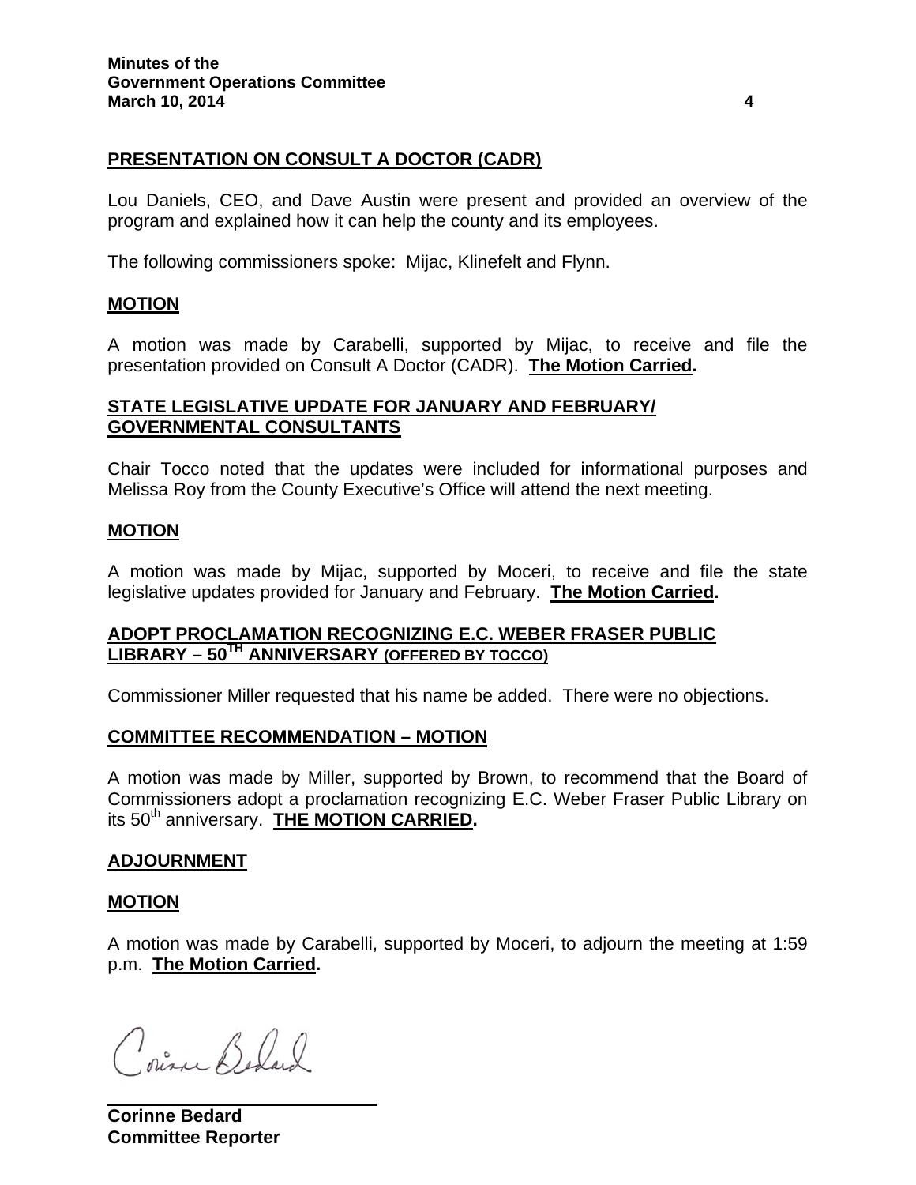**PRESENTATION ON CONSULT A DOCTOR (CADR)**

Lou Daniels, CEO, and Dave Austin were present and provided an overview of the program and explained how it can help the county and its employees.

The following commissioners spoke: Mijac, Klinefelt and Flynn.

**MOTION**

A motion was made by Carabelli, supported by Mijac, to receive and file the presentation provided on Consult A Doctor (CADR). **The Motion Carried.**

**STATE LEGISLATIVE UPDATE FOR JANUARY AND FEBRUARY/ GOVERNMENTAL CONSULTANTS**

Chair Tocco noted that the updates were included for informational purposes and Melissa Roy from the County Executive's Office will attend the next meeting.

**MOTION**

A motion was made by Mijac, supported by Moceri, to receive and file the state legislative updates provided for January and February. **The Motion Carried.**

**ADOPT PROCLAMATION RECOGNIZING E.C. WEBER FRASER PUBLIC LIBRARY – 50TH ANNIVERSARY (OFFERED BY TOCCO)**

Commissioner Miller requested that his name be added. There were no objections.

**COMMITTEE RECOMMENDATION – MOTION**

A motion was made by Miller, supported by Brown, to recommend that the Board of Commissioners adopt a proclamation recognizing E.C. Weber Fraser Public Library on its 50th anniversary. **THE MOTION CARRIED.**

**ADJOURNMENT**

**MOTION**

A motion was made by Carabelli, supported by Moceri, to adjourn the meeting at 1:59 p.m. **The Motion Carried.**

**Corinne Bedard**
**Committee Reporter**